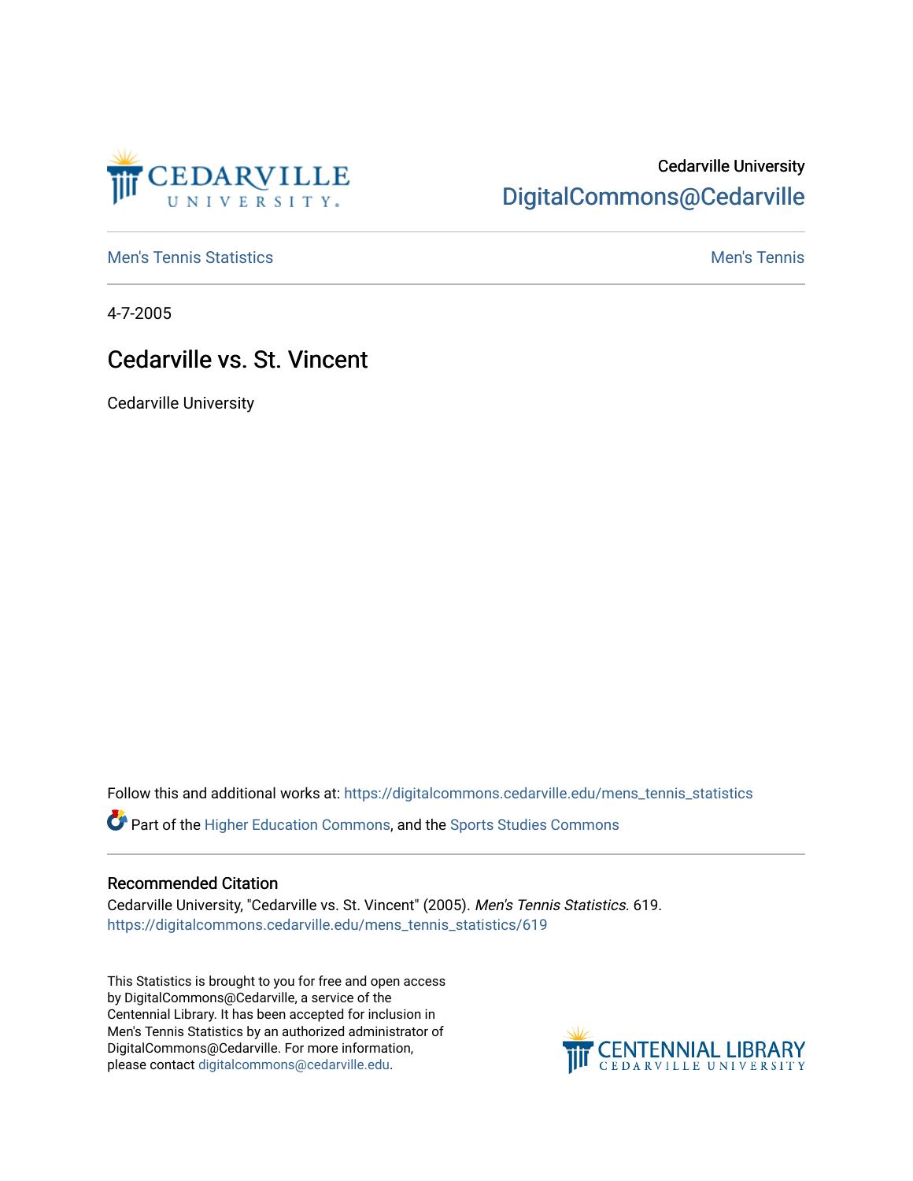Cedarville University
DigitalCommons@Cedarville

Men's Tennis Statistics | Men's Tennis

4-7-2005

# Cedarville vs. St. Vincent

Cedarville University

Follow this and additional works at: https://digitalcommons.cedarville.edu/mens_tennis_statistics

Part of the Higher Education Commons, and the Sports Studies Commons

## Recommended Citation

Cedarville University, "Cedarville vs. St. Vincent" (2005). *Men's Tennis Statistics*. 619.
https://digitalcommons.cedarville.edu/mens_tennis_statistics/619

This Statistics is brought to you for free and open access by DigitalCommons@Cedarville, a service of the Centennial Library. It has been accepted for inclusion in Men's Tennis Statistics by an authorized administrator of DigitalCommons@Cedarville. For more information, please contact digitalcommons@cedarville.edu.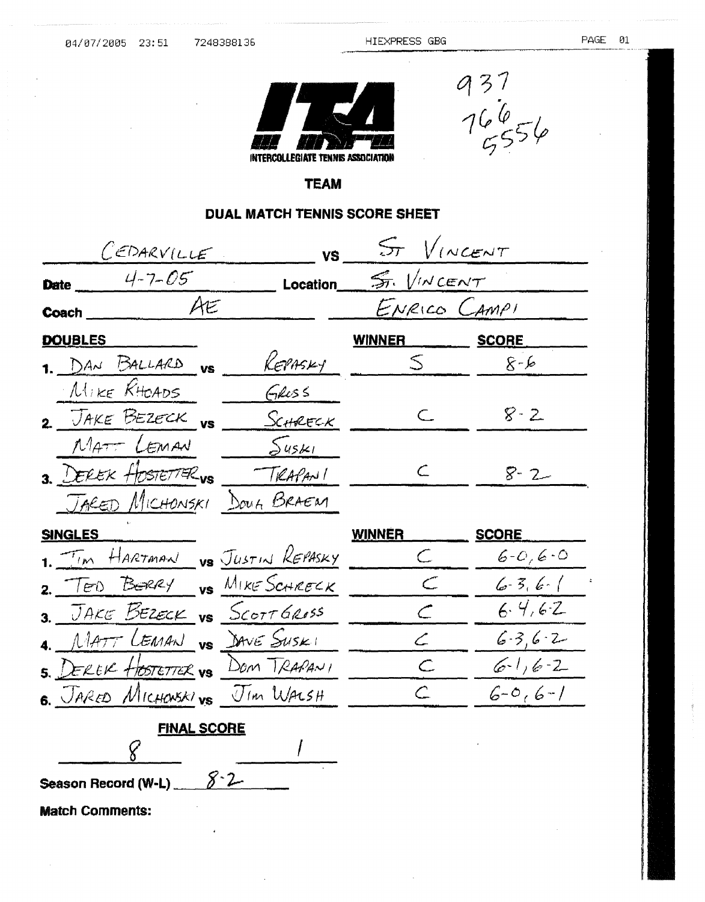937
766
5556

INTERCOLLEGIATE TENNIS ASSOCIATION

## TEAM

## DUAL MATCH TENNIS SCORE SHEET

CEDARVILLE vs ST VINCENT

**Date** 4-7-05 **Location** ST. VINCENT

**Coach** AE ENRICO CAMPI

| **DOUBLES** | | | **WINNER** | **SCORE** |
|---|---|---|---|---|
| 1. DAN BALLARD / MIKE RHOADS | vs | REPASKY / GROSS | S | 8-6 |
| 2. JAKE BEZECK / MATT LEMAN | vs | SCHRECK / SUSKI | C | 8-2 |
| 3. DEREK HOSTETTER / JARED MICHONSKI | vs | TRAPANI / DOUG BRAEM | C | 8-2 |

| **SINGLES** | | | **WINNER** | **SCORE** |
|---|---|---|---|---|
| 1. TIM HARTMAN | vs | JUSTIN REPASKY | C | 6-0, 6-0 |
| 2. TED BERRY | vs | MIKE SCHRECK | C | 6-3, 6-1 |
| 3. JAKE BEZECK | vs | SCOTT GROSS | C | 6-4, 6-2 |
| 4. MATT LEMAN | vs | DAVE SUSKI | C | 6-3, 6-2 |
| 5. DEREK HOSTETTER | vs | DOM TRAPANI | C | 6-1, 6-2 |
| 6. JARED MICHONSKI | vs | JIM WALSH | C | 6-0, 6-1 |

**FINAL SCORE**

8 1

**Season Record (W-L)** 8-2

**Match Comments:**